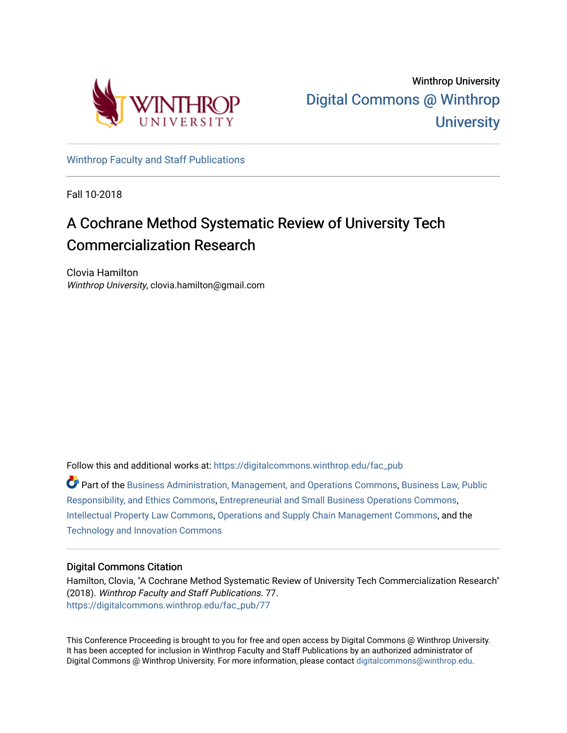Winthrop University

Digital Commons @ Winthrop University

Winthrop Faculty and Staff Publications

Fall 10-2018

# A Cochrane Method Systematic Review of University Tech Commercialization Research

Clovia Hamilton
*Winthrop University*, clovia.hamilton@gmail.com

Follow this and additional works at: https://digitalcommons.winthrop.edu/fac_pub

Part of the Business Administration, Management, and Operations Commons, Business Law, Public Responsibility, and Ethics Commons, Entrepreneurial and Small Business Operations Commons, Intellectual Property Law Commons, Operations and Supply Chain Management Commons, and the Technology and Innovation Commons

## Digital Commons Citation

Hamilton, Clovia, "A Cochrane Method Systematic Review of University Tech Commercialization Research" (2018). *Winthrop Faculty and Staff Publications*. 77.
https://digitalcommons.winthrop.edu/fac_pub/77

This Conference Proceeding is brought to you for free and open access by Digital Commons @ Winthrop University. It has been accepted for inclusion in Winthrop Faculty and Staff Publications by an authorized administrator of Digital Commons @ Winthrop University. For more information, please contact digitalcommons@winthrop.edu.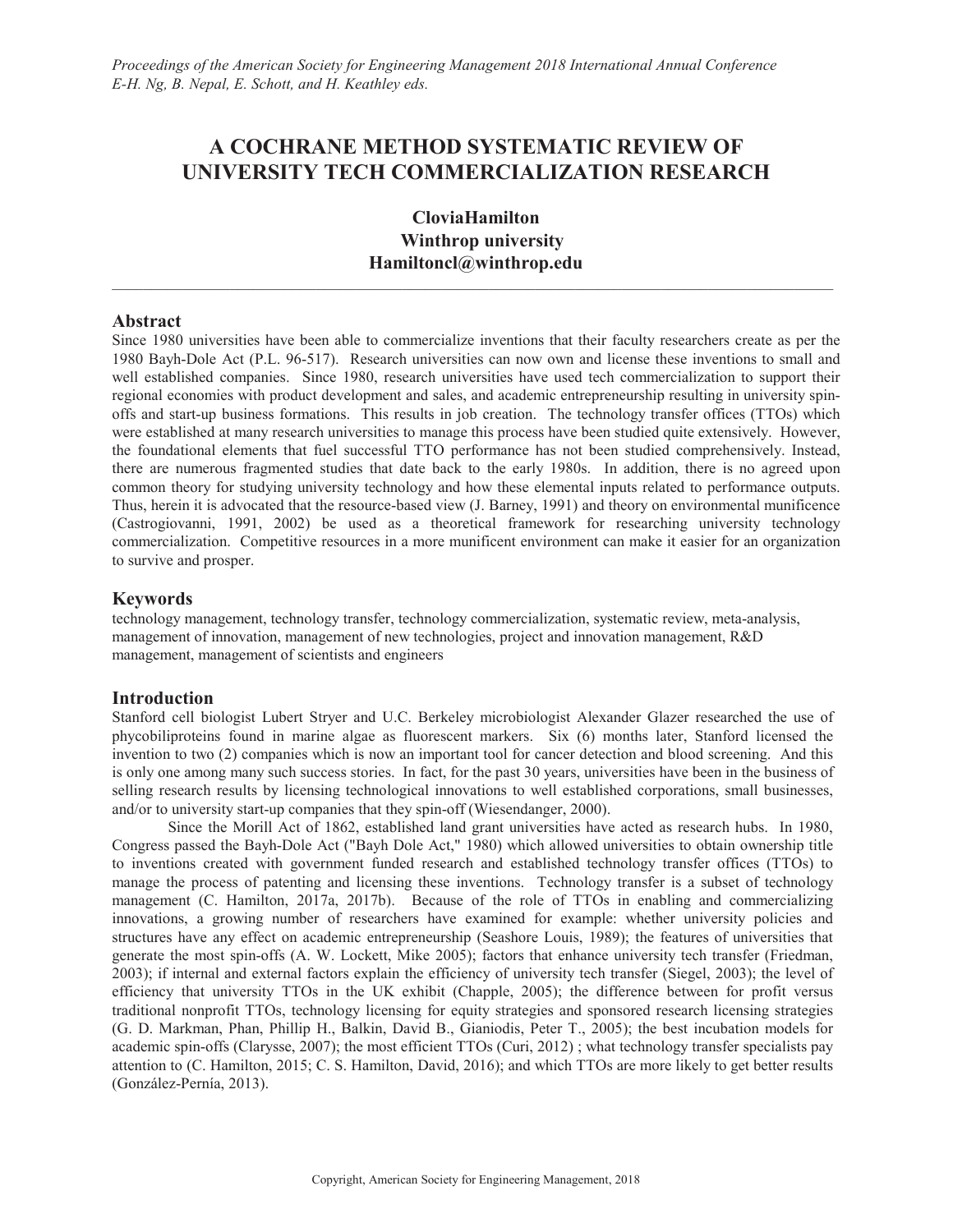# A COCHRANE METHOD SYSTEMATIC REVIEW OF UNIVERSITY TECH COMMERCIALIZATION RESEARCH

**CloviaHamilton**
**Winthrop university**
**Hamiltoncl@winthrop.edu**

## Abstract

Since 1980 universities have been able to commercialize inventions that their faculty researchers create as per the 1980 Bayh-Dole Act (P.L. 96-517). Research universities can now own and license these inventions to small and well established companies. Since 1980, research universities have used tech commercialization to support their regional economies with product development and sales, and academic entrepreneurship resulting in university spin-offs and start-up business formations. This results in job creation. The technology transfer offices (TTOs) which were established at many research universities to manage this process have been studied quite extensively. However, the foundational elements that fuel successful TTO performance has not been studied comprehensively. Instead, there are numerous fragmented studies that date back to the early 1980s. In addition, there is no agreed upon common theory for studying university technology and how these elemental inputs related to performance outputs. Thus, herein it is advocated that the resource-based view (J. Barney, 1991) and theory on environmental munificence (Castrogiovanni, 1991, 2002) be used as a theoretical framework for researching university technology commercialization. Competitive resources in a more munificent environment can make it easier for an organization to survive and prosper.

## Keywords

technology management, technology transfer, technology commercialization, systematic review, meta-analysis, management of innovation, management of new technologies, project and innovation management, R&D management, management of scientists and engineers

## Introduction

Stanford cell biologist Lubert Stryer and U.C. Berkeley microbiologist Alexander Glazer researched the use of phycobiliproteins found in marine algae as fluorescent markers. Six (6) months later, Stanford licensed the invention to two (2) companies which is now an important tool for cancer detection and blood screening. And this is only one among many such success stories. In fact, for the past 30 years, universities have been in the business of selling research results by licensing technological innovations to well established corporations, small businesses, and/or to university start-up companies that they spin-off (Wiesendanger, 2000).

Since the Morill Act of 1862, established land grant universities have acted as research hubs. In 1980, Congress passed the Bayh-Dole Act ("Bayh Dole Act," 1980) which allowed universities to obtain ownership title to inventions created with government funded research and established technology transfer offices (TTOs) to manage the process of patenting and licensing these inventions. Technology transfer is a subset of technology management (C. Hamilton, 2017a, 2017b). Because of the role of TTOs in enabling and commercializing innovations, a growing number of researchers have examined for example: whether university policies and structures have any effect on academic entrepreneurship (Seashore Louis, 1989); the features of universities that generate the most spin-offs (A. W. Lockett, Mike 2005); factors that enhance university tech transfer (Friedman, 2003); if internal and external factors explain the efficiency of university tech transfer (Siegel, 2003); the level of efficiency that university TTOs in the UK exhibit (Chapple, 2005); the difference between for profit versus traditional nonprofit TTOs, technology licensing for equity strategies and sponsored research licensing strategies (G. D. Markman, Phan, Phillip H., Balkin, David B., Gianiodis, Peter T., 2005); the best incubation models for academic spin-offs (Clarysse, 2007); the most efficient TTOs (Curi, 2012) ; what technology transfer specialists pay attention to (C. Hamilton, 2015; C. S. Hamilton, David, 2016); and which TTOs are more likely to get better results (González-Pernía, 2013).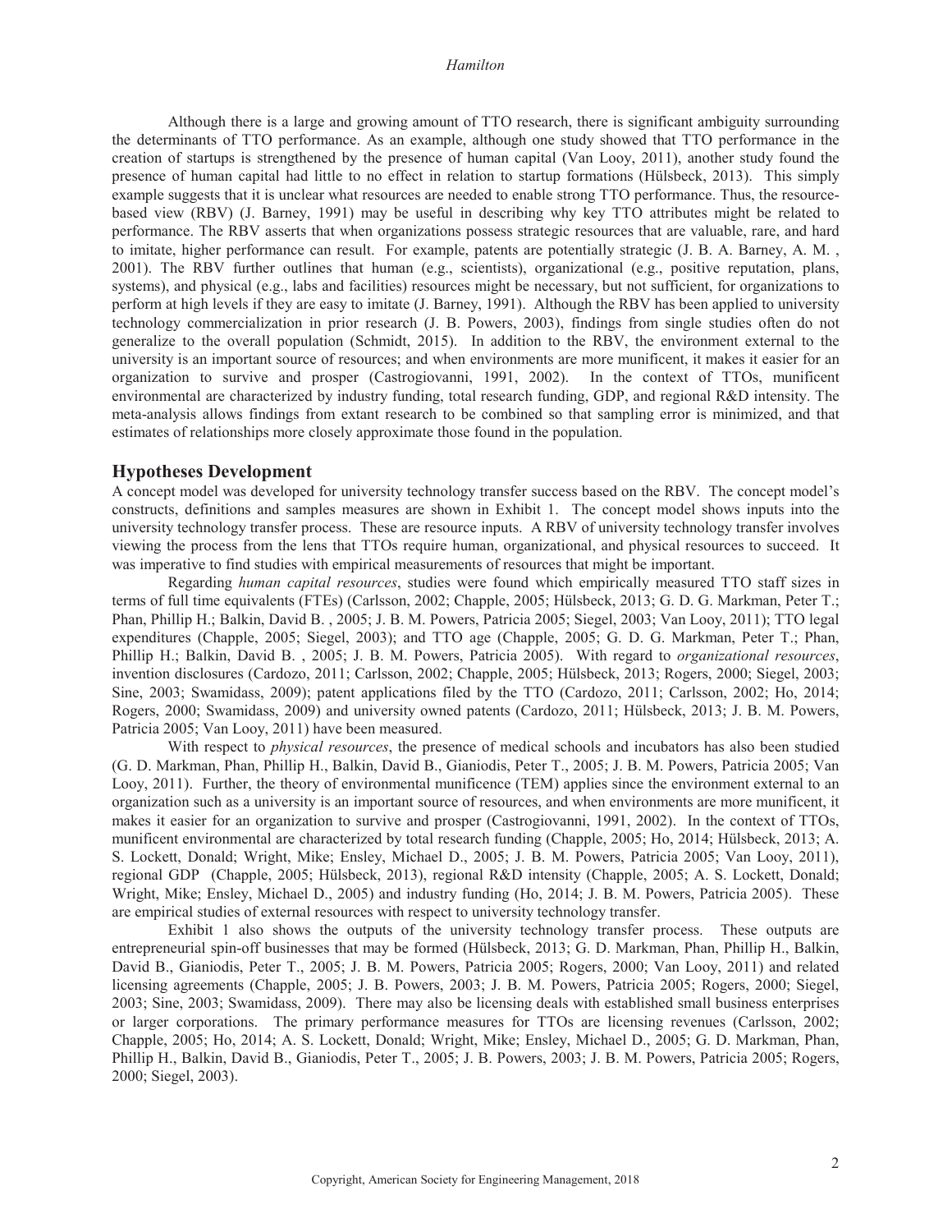Although there is a large and growing amount of TTO research, there is significant ambiguity surrounding the determinants of TTO performance. As an example, although one study showed that TTO performance in the creation of startups is strengthened by the presence of human capital (Van Looy, 2011), another study found the presence of human capital had little to no effect in relation to startup formations (Hülsbeck, 2013). This simply example suggests that it is unclear what resources are needed to enable strong TTO performance. Thus, the resource-based view (RBV) (J. Barney, 1991) may be useful in describing why key TTO attributes might be related to performance. The RBV asserts that when organizations possess strategic resources that are valuable, rare, and hard to imitate, higher performance can result. For example, patents are potentially strategic (J. B. A. Barney, A. M. , 2001). The RBV further outlines that human (e.g., scientists), organizational (e.g., positive reputation, plans, systems), and physical (e.g., labs and facilities) resources might be necessary, but not sufficient, for organizations to perform at high levels if they are easy to imitate (J. Barney, 1991). Although the RBV has been applied to university technology commercialization in prior research (J. B. Powers, 2003), findings from single studies often do not generalize to the overall population (Schmidt, 2015). In addition to the RBV, the environment external to the university is an important source of resources; and when environments are more munificent, it makes it easier for an organization to survive and prosper (Castrogiovanni, 1991, 2002). In the context of TTOs, munificent environmental are characterized by industry funding, total research funding, GDP, and regional R&D intensity. The meta-analysis allows findings from extant research to be combined so that sampling error is minimized, and that estimates of relationships more closely approximate those found in the population.

## Hypotheses Development

A concept model was developed for university technology transfer success based on the RBV. The concept model's constructs, definitions and samples measures are shown in Exhibit 1. The concept model shows inputs into the university technology transfer process. These are resource inputs. A RBV of university technology transfer involves viewing the process from the lens that TTOs require human, organizational, and physical resources to succeed. It was imperative to find studies with empirical measurements of resources that might be important.

Regarding *human capital resources*, studies were found which empirically measured TTO staff sizes in terms of full time equivalents (FTEs) (Carlsson, 2002; Chapple, 2005; Hülsbeck, 2013; G. D. G. Markman, Peter T.; Phan, Phillip H.; Balkin, David B. , 2005; J. B. M. Powers, Patricia 2005; Siegel, 2003; Van Looy, 2011); TTO legal expenditures (Chapple, 2005; Siegel, 2003); and TTO age (Chapple, 2005; G. D. G. Markman, Peter T.; Phan, Phillip H.; Balkin, David B. , 2005; J. B. M. Powers, Patricia 2005). With regard to *organizational resources*, invention disclosures (Cardozo, 2011; Carlsson, 2002; Chapple, 2005; Hülsbeck, 2013; Rogers, 2000; Siegel, 2003; Sine, 2003; Swamidass, 2009); patent applications filed by the TTO (Cardozo, 2011; Carlsson, 2002; Ho, 2014; Rogers, 2000; Swamidass, 2009) and university owned patents (Cardozo, 2011; Hülsbeck, 2013; J. B. M. Powers, Patricia 2005; Van Looy, 2011) have been measured.

With respect to *physical resources*, the presence of medical schools and incubators has also been studied (G. D. Markman, Phan, Phillip H., Balkin, David B., Gianiodis, Peter T., 2005; J. B. M. Powers, Patricia 2005; Van Looy, 2011). Further, the theory of environmental munificence (TEM) applies since the environment external to an organization such as a university is an important source of resources, and when environments are more munificent, it makes it easier for an organization to survive and prosper (Castrogiovanni, 1991, 2002). In the context of TTOs, munificent environmental are characterized by total research funding (Chapple, 2005; Ho, 2014; Hülsbeck, 2013; A. S. Lockett, Donald; Wright, Mike; Ensley, Michael D., 2005; J. B. M. Powers, Patricia 2005; Van Looy, 2011), regional GDP (Chapple, 2005; Hülsbeck, 2013), regional R&D intensity (Chapple, 2005; A. S. Lockett, Donald; Wright, Mike; Ensley, Michael D., 2005) and industry funding (Ho, 2014; J. B. M. Powers, Patricia 2005). These are empirical studies of external resources with respect to university technology transfer.

Exhibit 1 also shows the outputs of the university technology transfer process. These outputs are entrepreneurial spin-off businesses that may be formed (Hülsbeck, 2013; G. D. Markman, Phan, Phillip H., Balkin, David B., Gianiodis, Peter T., 2005; J. B. M. Powers, Patricia 2005; Rogers, 2000; Van Looy, 2011) and related licensing agreements (Chapple, 2005; J. B. Powers, 2003; J. B. M. Powers, Patricia 2005; Rogers, 2000; Siegel, 2003; Sine, 2003; Swamidass, 2009). There may also be licensing deals with established small business enterprises or larger corporations. The primary performance measures for TTOs are licensing revenues (Carlsson, 2002; Chapple, 2005; Ho, 2014; A. S. Lockett, Donald; Wright, Mike; Ensley, Michael D., 2005; G. D. Markman, Phan, Phillip H., Balkin, David B., Gianiodis, Peter T., 2005; J. B. Powers, 2003; J. B. M. Powers, Patricia 2005; Rogers, 2000; Siegel, 2003).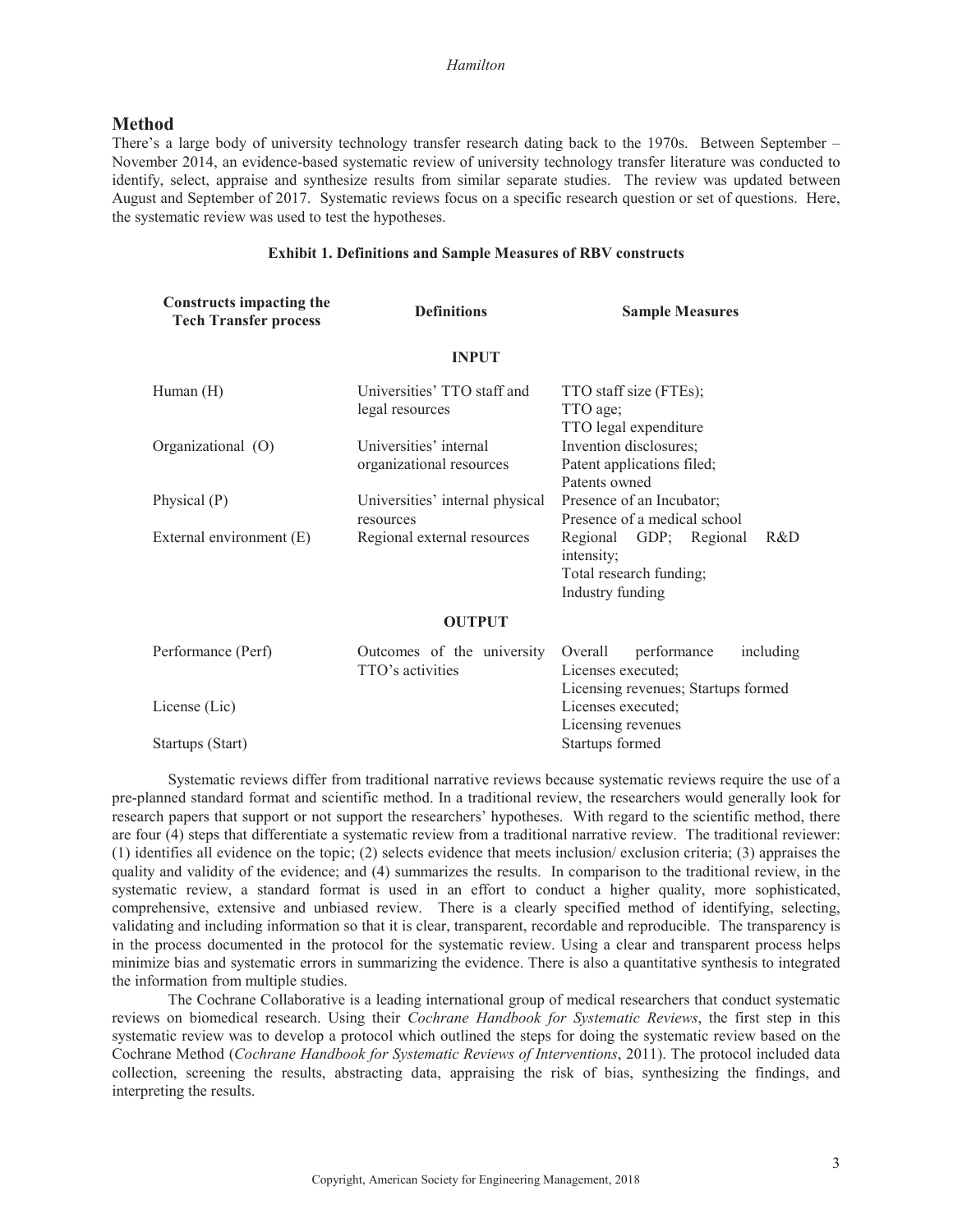## Method

There's a large body of university technology transfer research dating back to the 1970s. Between September – November 2014, an evidence-based systematic review of university technology transfer literature was conducted to identify, select, appraise and synthesize results from similar separate studies. The review was updated between August and September of 2017. Systematic reviews focus on a specific research question or set of questions. Here, the systematic review was used to test the hypotheses.

**Exhibit 1. Definitions and Sample Measures of RBV constructs**

| Constructs impacting the Tech Transfer process | Definitions | Sample Measures |
|---|---|---|
| | **INPUT** | |
| Human (H) | Universities' TTO staff and legal resources | TTO staff size (FTEs); TTO age; TTO legal expenditure |
| Organizational (O) | Universities' internal organizational resources | Invention disclosures; Patent applications filed; Patents owned |
| Physical (P) | Universities' internal physical resources | Presence of an Incubator; Presence of a medical school |
| External environment (E) | Regional external resources | Regional GDP; Regional R&D intensity; Total research funding; Industry funding |
| | **OUTPUT** | |
| Performance (Perf) | Outcomes of the university TTO's activities | Overall performance including Licenses executed; Licensing revenues; Startups formed |
| License (Lic) | | Licenses executed; Licensing revenues |
| Startups (Start) | | Startups formed |

Systematic reviews differ from traditional narrative reviews because systematic reviews require the use of a pre-planned standard format and scientific method. In a traditional review, the researchers would generally look for research papers that support or not support the researchers' hypotheses. With regard to the scientific method, there are four (4) steps that differentiate a systematic review from a traditional narrative review. The traditional reviewer: (1) identifies all evidence on the topic; (2) selects evidence that meets inclusion/ exclusion criteria; (3) appraises the quality and validity of the evidence; and (4) summarizes the results. In comparison to the traditional review, in the systematic review, a standard format is used in an effort to conduct a higher quality, more sophisticated, comprehensive, extensive and unbiased review. There is a clearly specified method of identifying, selecting, validating and including information so that it is clear, transparent, recordable and reproducible. The transparency is in the process documented in the protocol for the systematic review. Using a clear and transparent process helps minimize bias and systematic errors in summarizing the evidence. There is also a quantitative synthesis to integrated the information from multiple studies.

The Cochrane Collaborative is a leading international group of medical researchers that conduct systematic reviews on biomedical research. Using their *Cochrane Handbook for Systematic Reviews*, the first step in this systematic review was to develop a protocol which outlined the steps for doing the systematic review based on the Cochrane Method (*Cochrane Handbook for Systematic Reviews of Interventions*, 2011). The protocol included data collection, screening the results, abstracting data, appraising the risk of bias, synthesizing the findings, and interpreting the results.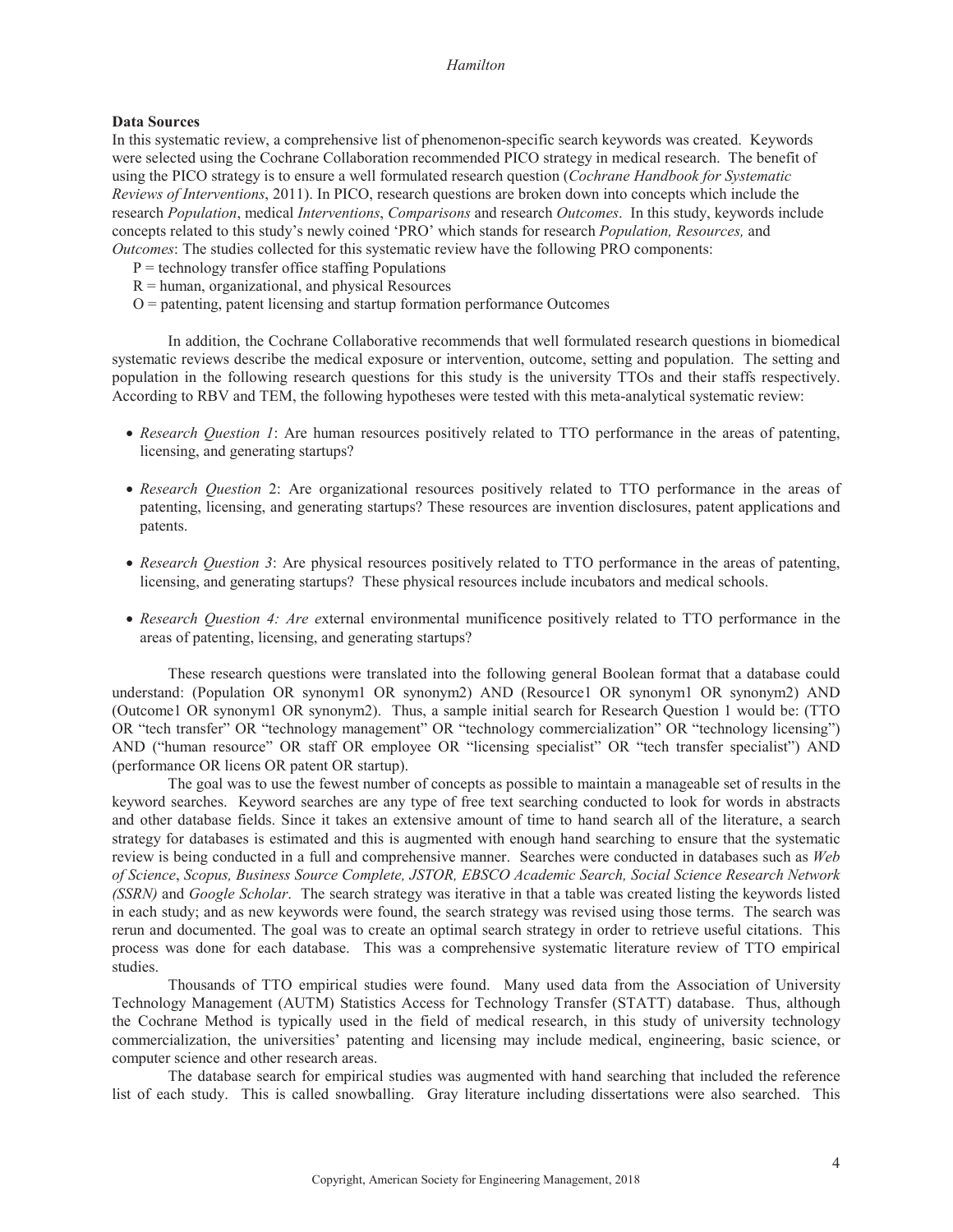**Data Sources**

In this systematic review, a comprehensive list of phenomenon-specific search keywords was created. Keywords were selected using the Cochrane Collaboration recommended PICO strategy in medical research. The benefit of using the PICO strategy is to ensure a well formulated research question (*Cochrane Handbook for Systematic Reviews of Interventions*, 2011). In PICO, research questions are broken down into concepts which include the research *Population*, medical *Interventions*, *Comparisons* and research *Outcomes*. In this study, keywords include concepts related to this study's newly coined 'PRO' which stands for research *Population, Resources,* and *Outcomes*: The studies collected for this systematic review have the following PRO components:

P = technology transfer office staffing Populations
R = human, organizational, and physical Resources
O = patenting, patent licensing and startup formation performance Outcomes

In addition, the Cochrane Collaborative recommends that well formulated research questions in biomedical systematic reviews describe the medical exposure or intervention, outcome, setting and population. The setting and population in the following research questions for this study is the university TTOs and their staffs respectively. According to RBV and TEM, the following hypotheses were tested with this meta-analytical systematic review:

- *Research Question 1*: Are human resources positively related to TTO performance in the areas of patenting, licensing, and generating startups?
- *Research Question* 2: Are organizational resources positively related to TTO performance in the areas of patenting, licensing, and generating startups? These resources are invention disclosures, patent applications and patents.
- *Research Question 3*: Are physical resources positively related to TTO performance in the areas of patenting, licensing, and generating startups? These physical resources include incubators and medical schools.
- *Research Question 4: Are e*xternal environmental munificence positively related to TTO performance in the areas of patenting, licensing, and generating startups?

These research questions were translated into the following general Boolean format that a database could understand: (Population OR synonym1 OR synonym2) AND (Resource1 OR synonym1 OR synonym2) AND (Outcome1 OR synonym1 OR synonym2). Thus, a sample initial search for Research Question 1 would be: (TTO OR "tech transfer" OR "technology management" OR "technology commercialization" OR "technology licensing") AND ("human resource" OR staff OR employee OR "licensing specialist" OR "tech transfer specialist") AND (performance OR licens OR patent OR startup).

The goal was to use the fewest number of concepts as possible to maintain a manageable set of results in the keyword searches. Keyword searches are any type of free text searching conducted to look for words in abstracts and other database fields. Since it takes an extensive amount of time to hand search all of the literature, a search strategy for databases is estimated and this is augmented with enough hand searching to ensure that the systematic review is being conducted in a full and comprehensive manner. Searches were conducted in databases such as *Web of Science*, *Scopus, Business Source Complete, JSTOR, EBSCO Academic Search, Social Science Research Network (SSRN)* and *Google Scholar*. The search strategy was iterative in that a table was created listing the keywords listed in each study; and as new keywords were found, the search strategy was revised using those terms. The search was rerun and documented. The goal was to create an optimal search strategy in order to retrieve useful citations. This process was done for each database. This was a comprehensive systematic literature review of TTO empirical studies.

Thousands of TTO empirical studies were found. Many used data from the Association of University Technology Management (AUTM) Statistics Access for Technology Transfer (STATT) database. Thus, although the Cochrane Method is typically used in the field of medical research, in this study of university technology commercialization, the universities' patenting and licensing may include medical, engineering, basic science, or computer science and other research areas.

The database search for empirical studies was augmented with hand searching that included the reference list of each study. This is called snowballing. Gray literature including dissertations were also searched. This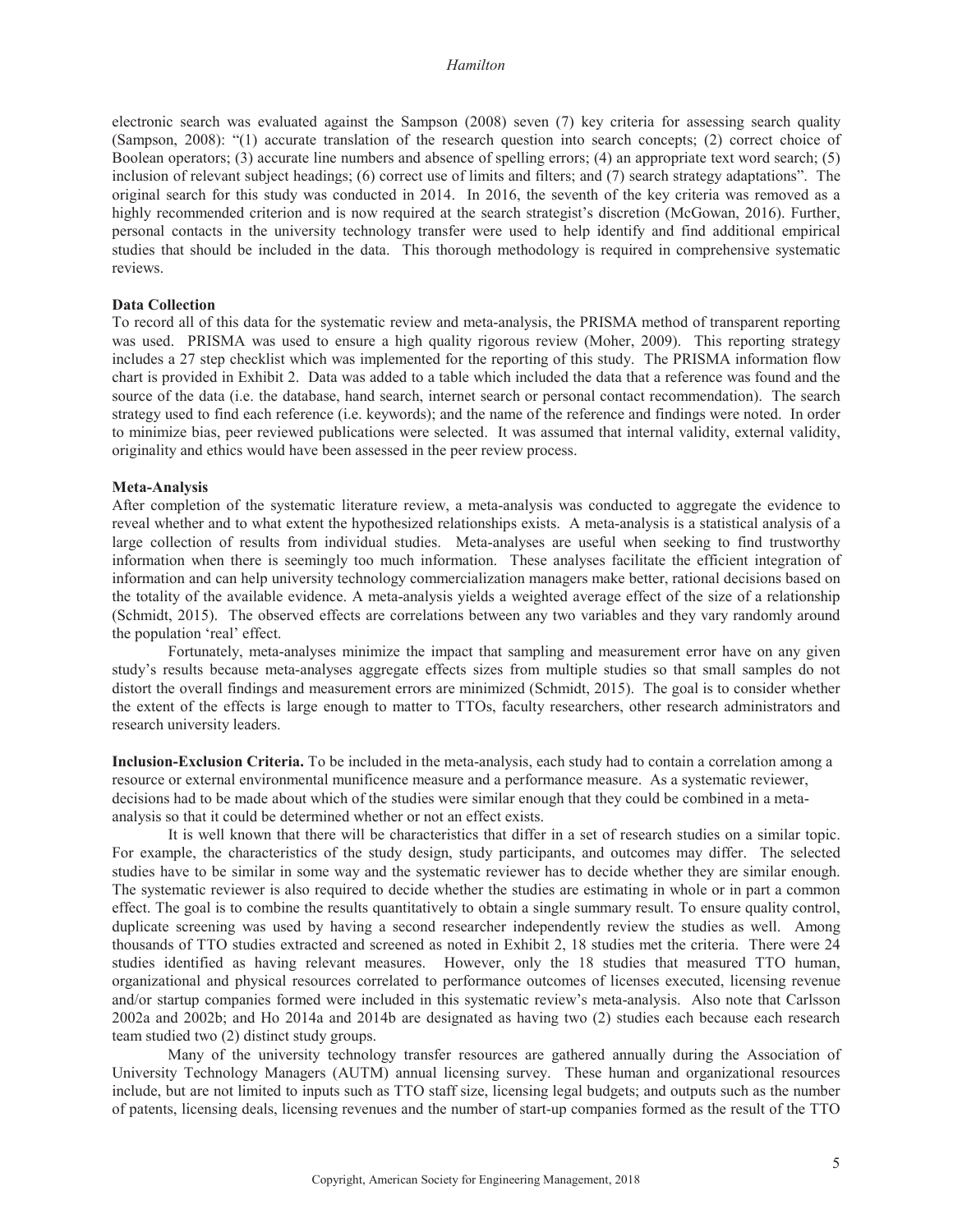electronic search was evaluated against the Sampson (2008) seven (7) key criteria for assessing search quality (Sampson, 2008): "(1) accurate translation of the research question into search concepts; (2) correct choice of Boolean operators; (3) accurate line numbers and absence of spelling errors; (4) an appropriate text word search; (5) inclusion of relevant subject headings; (6) correct use of limits and filters; and (7) search strategy adaptations". The original search for this study was conducted in 2014. In 2016, the seventh of the key criteria was removed as a highly recommended criterion and is now required at the search strategist's discretion (McGowan, 2016). Further, personal contacts in the university technology transfer were used to help identify and find additional empirical studies that should be included in the data. This thorough methodology is required in comprehensive systematic reviews.

**Data Collection**

To record all of this data for the systematic review and meta-analysis, the PRISMA method of transparent reporting was used. PRISMA was used to ensure a high quality rigorous review (Moher, 2009). This reporting strategy includes a 27 step checklist which was implemented for the reporting of this study. The PRISMA information flow chart is provided in Exhibit 2. Data was added to a table which included the data that a reference was found and the source of the data (i.e. the database, hand search, internet search or personal contact recommendation). The search strategy used to find each reference (i.e. keywords); and the name of the reference and findings were noted. In order to minimize bias, peer reviewed publications were selected. It was assumed that internal validity, external validity, originality and ethics would have been assessed in the peer review process.

**Meta-Analysis**

After completion of the systematic literature review, a meta-analysis was conducted to aggregate the evidence to reveal whether and to what extent the hypothesized relationships exists. A meta-analysis is a statistical analysis of a large collection of results from individual studies. Meta-analyses are useful when seeking to find trustworthy information when there is seemingly too much information. These analyses facilitate the efficient integration of information and can help university technology commercialization managers make better, rational decisions based on the totality of the available evidence. A meta-analysis yields a weighted average effect of the size of a relationship (Schmidt, 2015). The observed effects are correlations between any two variables and they vary randomly around the population 'real' effect.

Fortunately, meta-analyses minimize the impact that sampling and measurement error have on any given study's results because meta-analyses aggregate effects sizes from multiple studies so that small samples do not distort the overall findings and measurement errors are minimized (Schmidt, 2015). The goal is to consider whether the extent of the effects is large enough to matter to TTOs, faculty researchers, other research administrators and research university leaders.

**Inclusion-Exclusion Criteria.** To be included in the meta-analysis, each study had to contain a correlation among a resource or external environmental munificence measure and a performance measure. As a systematic reviewer, decisions had to be made about which of the studies were similar enough that they could be combined in a meta-analysis so that it could be determined whether or not an effect exists.

It is well known that there will be characteristics that differ in a set of research studies on a similar topic. For example, the characteristics of the study design, study participants, and outcomes may differ. The selected studies have to be similar in some way and the systematic reviewer has to decide whether they are similar enough. The systematic reviewer is also required to decide whether the studies are estimating in whole or in part a common effect. The goal is to combine the results quantitatively to obtain a single summary result. To ensure quality control, duplicate screening was used by having a second researcher independently review the studies as well. Among thousands of TTO studies extracted and screened as noted in Exhibit 2, 18 studies met the criteria. There were 24 studies identified as having relevant measures. However, only the 18 studies that measured TTO human, organizational and physical resources correlated to performance outcomes of licenses executed, licensing revenue and/or startup companies formed were included in this systematic review's meta-analysis. Also note that Carlsson 2002a and 2002b; and Ho 2014a and 2014b are designated as having two (2) studies each because each research team studied two (2) distinct study groups.

Many of the university technology transfer resources are gathered annually during the Association of University Technology Managers (AUTM) annual licensing survey. These human and organizational resources include, but are not limited to inputs such as TTO staff size, licensing legal budgets; and outputs such as the number of patents, licensing deals, licensing revenues and the number of start-up companies formed as the result of the TTO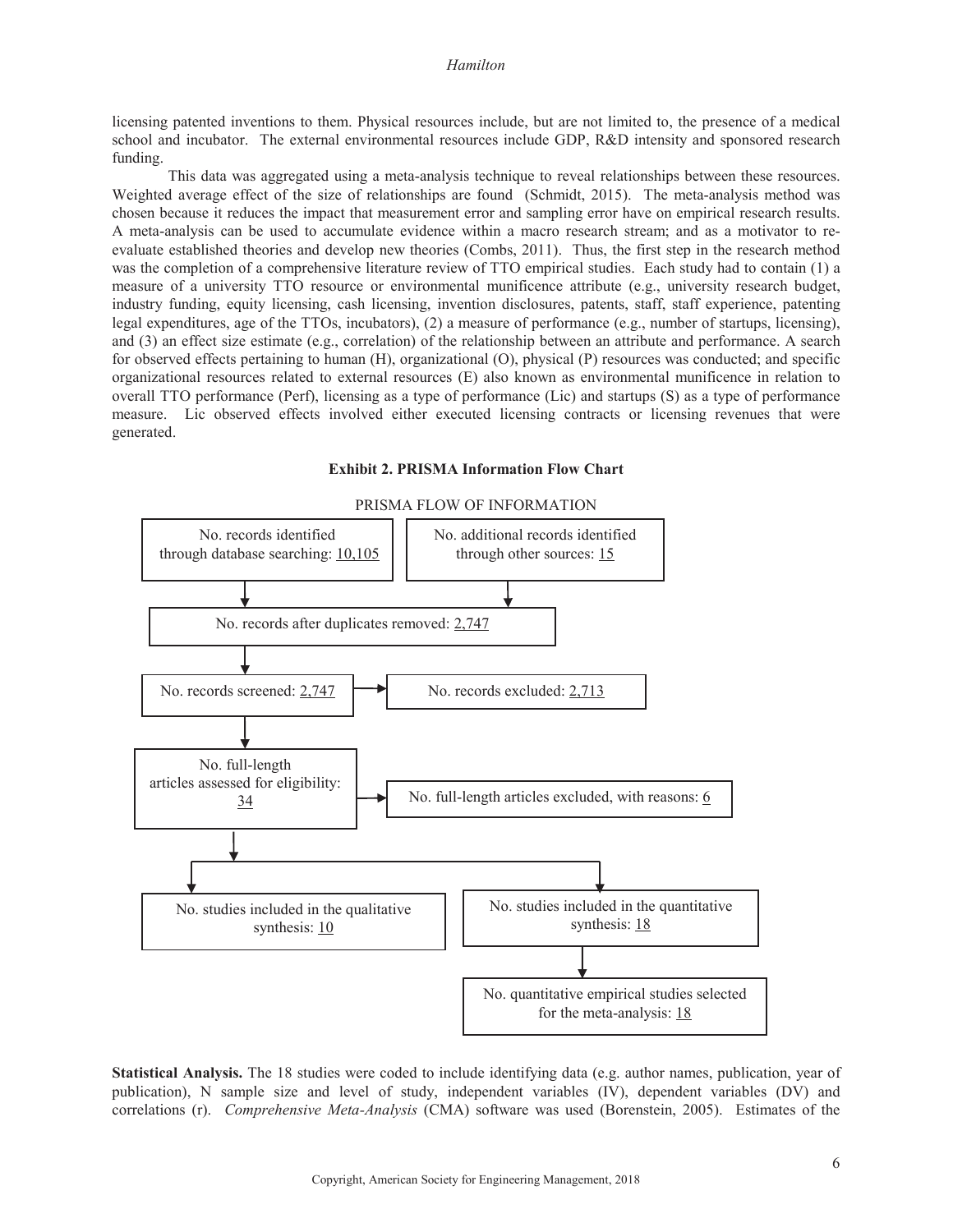licensing patented inventions to them. Physical resources include, but are not limited to, the presence of a medical school and incubator. The external environmental resources include GDP, R&D intensity and sponsored research funding.

This data was aggregated using a meta-analysis technique to reveal relationships between these resources. Weighted average effect of the size of relationships are found (Schmidt, 2015). The meta-analysis method was chosen because it reduces the impact that measurement error and sampling error have on empirical research results. A meta-analysis can be used to accumulate evidence within a macro research stream; and as a motivator to re-evaluate established theories and develop new theories (Combs, 2011). Thus, the first step in the research method was the completion of a comprehensive literature review of TTO empirical studies. Each study had to contain (1) a measure of a university TTO resource or environmental munificence attribute (e.g., university research budget, industry funding, equity licensing, cash licensing, invention disclosures, patents, staff, staff experience, patenting legal expenditures, age of the TTOs, incubators), (2) a measure of performance (e.g., number of startups, licensing), and (3) an effect size estimate (e.g., correlation) of the relationship between an attribute and performance. A search for observed effects pertaining to human (H), organizational (O), physical (P) resources was conducted; and specific organizational resources related to external resources (E) also known as environmental munificence in relation to overall TTO performance (Perf), licensing as a type of performance (Lic) and startups (S) as a type of performance measure. Lic observed effects involved either executed licensing contracts or licensing revenues that were generated.

**Exhibit 2. PRISMA Information Flow Chart**

PRISMA FLOW OF INFORMATION

- No. records identified through database searching: 10,105
- No. additional records identified through other sources: 15
- No. records after duplicates removed: 2,747
- No. records screened: 2,747
- No. records excluded: 2,713
- No. full-length articles assessed for eligibility: 34
- No. full-length articles excluded, with reasons: 6
- No. studies included in the qualitative synthesis: 10
- No. studies included in the quantitative synthesis: 18
- No. quantitative empirical studies selected for the meta-analysis: 18

**Statistical Analysis.** The 18 studies were coded to include identifying data (e.g. author names, publication, year of publication), N sample size and level of study, independent variables (IV), dependent variables (DV) and correlations (r). *Comprehensive Meta-Analysis* (CMA) software was used (Borenstein, 2005). Estimates of the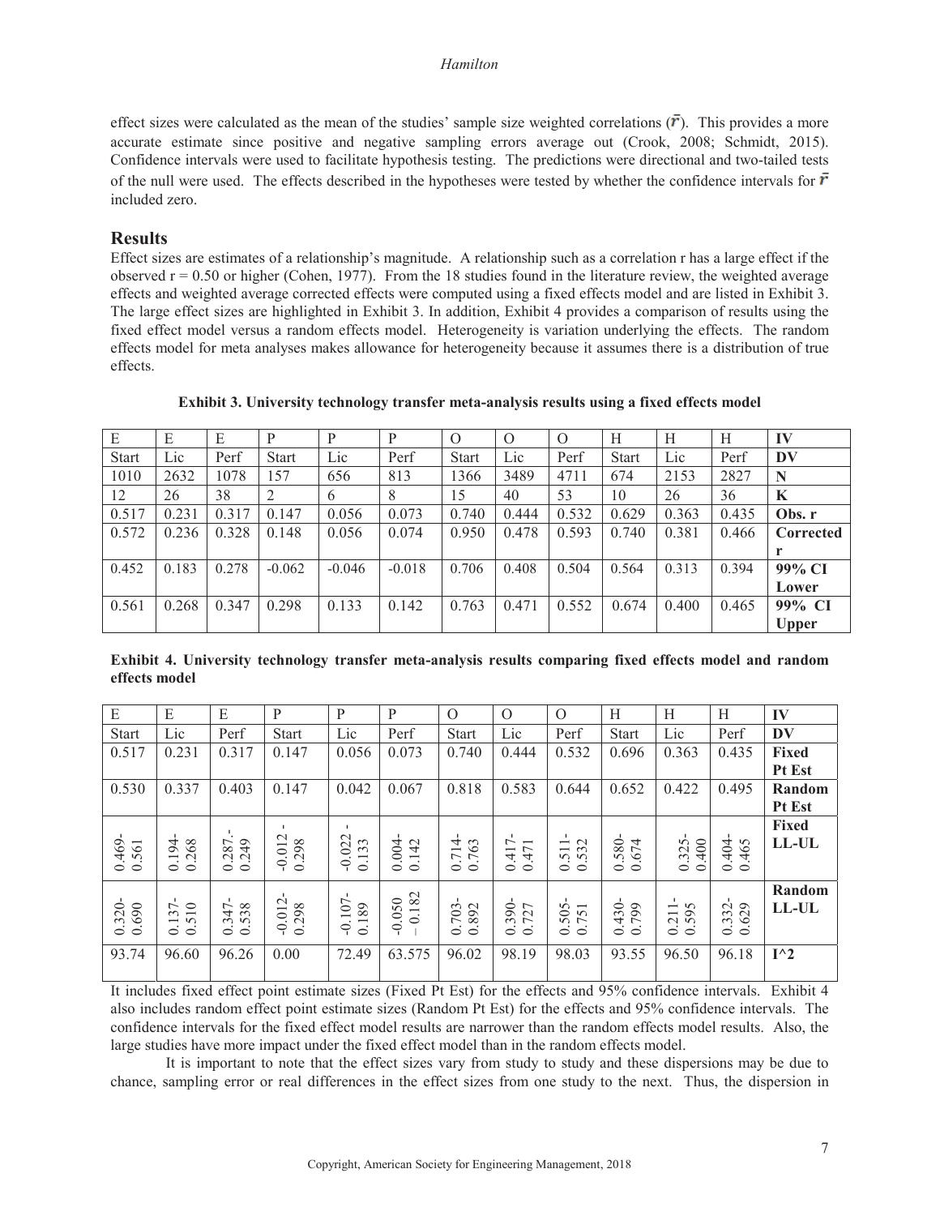effect sizes were calculated as the mean of the studies' sample size weighted correlations ($\bar{r}$). This provides a more accurate estimate since positive and negative sampling errors average out (Crook, 2008; Schmidt, 2015). Confidence intervals were used to facilitate hypothesis testing. The predictions were directional and two-tailed tests of the null were used. The effects described in the hypotheses were tested by whether the confidence intervals for $\bar{r}$ included zero.

## Results

Effect sizes are estimates of a relationship's magnitude. A relationship such as a correlation r has a large effect if the observed r = 0.50 or higher (Cohen, 1977). From the 18 studies found in the literature review, the weighted average effects and weighted average corrected effects were computed using a fixed effects model and are listed in Exhibit 3. The large effect sizes are highlighted in Exhibit 3. In addition, Exhibit 4 provides a comparison of results using the fixed effect model versus a random effects model. Heterogeneity is variation underlying the effects. The random effects model for meta analyses makes allowance for heterogeneity because it assumes there is a distribution of true effects.

**Exhibit 3. University technology transfer meta-analysis results using a fixed effects model**

| E | E | E | P | P | P | O | O | O | H | H | H | **IV** |
|---|---|---|---|---|---|---|---|---|---|---|---|---|
| Start | Lic | Perf | Start | Lic | Perf | Start | Lic | Perf | Start | Lic | Perf | **DV** |
| 1010 | 2632 | 1078 | 157 | 656 | 813 | 1366 | 3489 | 4711 | 674 | 2153 | 2827 | **N** |
| 12 | 26 | 38 | 2 | 6 | 8 | 15 | 40 | 53 | 10 | 26 | 36 | **K** |
| 0.517 | 0.231 | 0.317 | 0.147 | 0.056 | 0.073 | 0.740 | 0.444 | 0.532 | 0.629 | 0.363 | 0.435 | **Obs. r** |
| 0.572 | 0.236 | 0.328 | 0.148 | 0.056 | 0.074 | 0.950 | 0.478 | 0.593 | 0.740 | 0.381 | 0.466 | **Corrected r** |
| 0.452 | 0.183 | 0.278 | -0.062 | -0.046 | -0.018 | 0.706 | 0.408 | 0.504 | 0.564 | 0.313 | 0.394 | **99% CI Lower** |
| 0.561 | 0.268 | 0.347 | 0.298 | 0.133 | 0.142 | 0.763 | 0.471 | 0.552 | 0.674 | 0.400 | 0.465 | **99% CI Upper** |

**Exhibit 4. University technology transfer meta-analysis results comparing fixed effects model and random effects model**

| E | E | E | P | P | P | O | O | O | H | H | H | **IV** |
|---|---|---|---|---|---|---|---|---|---|---|---|---|
| Start | Lic | Perf | Start | Lic | Perf | Start | Lic | Perf | Start | Lic | Perf | **DV** |
| 0.517 | 0.231 | 0.317 | 0.147 | 0.056 | 0.073 | 0.740 | 0.444 | 0.532 | 0.696 | 0.363 | 0.435 | **Fixed Pt Est** |
| 0.530 | 0.337 | 0.403 | 0.147 | 0.042 | 0.067 | 0.818 | 0.583 | 0.644 | 0.652 | 0.422 | 0.495 | **Random Pt Est** |
| 0.469-0.561 | 0.194-0.268 | 0.287.-0.249 | -0.012 -0.298 | -0.022 -0.133 | 0.004-0.142 | 0.714-0.763 | 0.417-0.471 | 0.511-0.532 | 0.580-0.674 | 0.325-0.400 | 0.404-0.465 | **Fixed LL-UL** |
| 0.320-0.690 | 0.137-0.510 | 0.347-0.538 | -0.012-0.298 | -0.107-0.189 | -0.050 – 0.182 | 0.703-0.892 | 0.390-0.727 | 0.505-0.751 | 0.430-0.799 | 0.211-0.595 | 0.332-0.629 | **Random LL-UL** |
| 93.74 | 96.60 | 96.26 | 0.00 | 72.49 | 63.575 | 96.02 | 98.19 | 98.03 | 93.55 | 96.50 | 96.18 | **I^2** |

It includes fixed effect point estimate sizes (Fixed Pt Est) for the effects and 95% confidence intervals. Exhibit 4 also includes random effect point estimate sizes (Random Pt Est) for the effects and 95% confidence intervals. The confidence intervals for the fixed effect model results are narrower than the random effects model results. Also, the large studies have more impact under the fixed effect model than in the random effects model.

It is important to note that the effect sizes vary from study to study and these dispersions may be due to chance, sampling error or real differences in the effect sizes from one study to the next. Thus, the dispersion in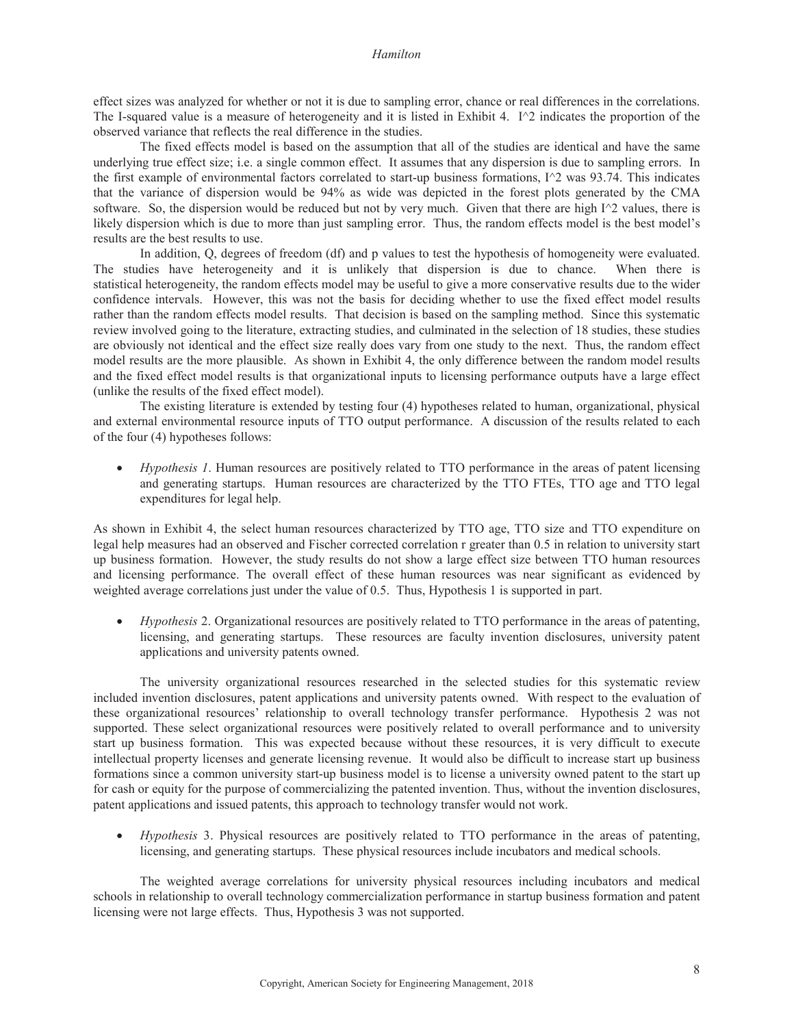effect sizes was analyzed for whether or not it is due to sampling error, chance or real differences in the correlations. The I-squared value is a measure of heterogeneity and it is listed in Exhibit 4. I^2 indicates the proportion of the observed variance that reflects the real difference in the studies.

The fixed effects model is based on the assumption that all of the studies are identical and have the same underlying true effect size; i.e. a single common effect. It assumes that any dispersion is due to sampling errors. In the first example of environmental factors correlated to start-up business formations, I^2 was 93.74. This indicates that the variance of dispersion would be 94% as wide was depicted in the forest plots generated by the CMA software. So, the dispersion would be reduced but not by very much. Given that there are high I^2 values, there is likely dispersion which is due to more than just sampling error. Thus, the random effects model is the best model's results are the best results to use.

In addition, Q, degrees of freedom (df) and p values to test the hypothesis of homogeneity were evaluated. The studies have heterogeneity and it is unlikely that dispersion is due to chance. When there is statistical heterogeneity, the random effects model may be useful to give a more conservative results due to the wider confidence intervals. However, this was not the basis for deciding whether to use the fixed effect model results rather than the random effects model results. That decision is based on the sampling method. Since this systematic review involved going to the literature, extracting studies, and culminated in the selection of 18 studies, these studies are obviously not identical and the effect size really does vary from one study to the next. Thus, the random effect model results are the more plausible. As shown in Exhibit 4, the only difference between the random model results and the fixed effect model results is that organizational inputs to licensing performance outputs have a large effect (unlike the results of the fixed effect model).

The existing literature is extended by testing four (4) hypotheses related to human, organizational, physical and external environmental resource inputs of TTO output performance. A discussion of the results related to each of the four (4) hypotheses follows:

- *Hypothesis 1*. Human resources are positively related to TTO performance in the areas of patent licensing and generating startups. Human resources are characterized by the TTO FTEs, TTO age and TTO legal expenditures for legal help.

As shown in Exhibit 4, the select human resources characterized by TTO age, TTO size and TTO expenditure on legal help measures had an observed and Fischer corrected correlation r greater than 0.5 in relation to university start up business formation. However, the study results do not show a large effect size between TTO human resources and licensing performance. The overall effect of these human resources was near significant as evidenced by weighted average correlations just under the value of 0.5. Thus, Hypothesis 1 is supported in part.

- *Hypothesis* 2. Organizational resources are positively related to TTO performance in the areas of patenting, licensing, and generating startups. These resources are faculty invention disclosures, university patent applications and university patents owned.

The university organizational resources researched in the selected studies for this systematic review included invention disclosures, patent applications and university patents owned. With respect to the evaluation of these organizational resources' relationship to overall technology transfer performance. Hypothesis 2 was not supported. These select organizational resources were positively related to overall performance and to university start up business formation. This was expected because without these resources, it is very difficult to execute intellectual property licenses and generate licensing revenue. It would also be difficult to increase start up business formations since a common university start-up business model is to license a university owned patent to the start up for cash or equity for the purpose of commercializing the patented invention. Thus, without the invention disclosures, patent applications and issued patents, this approach to technology transfer would not work.

- *Hypothesis* 3. Physical resources are positively related to TTO performance in the areas of patenting, licensing, and generating startups. These physical resources include incubators and medical schools.

The weighted average correlations for university physical resources including incubators and medical schools in relationship to overall technology commercialization performance in startup business formation and patent licensing were not large effects. Thus, Hypothesis 3 was not supported.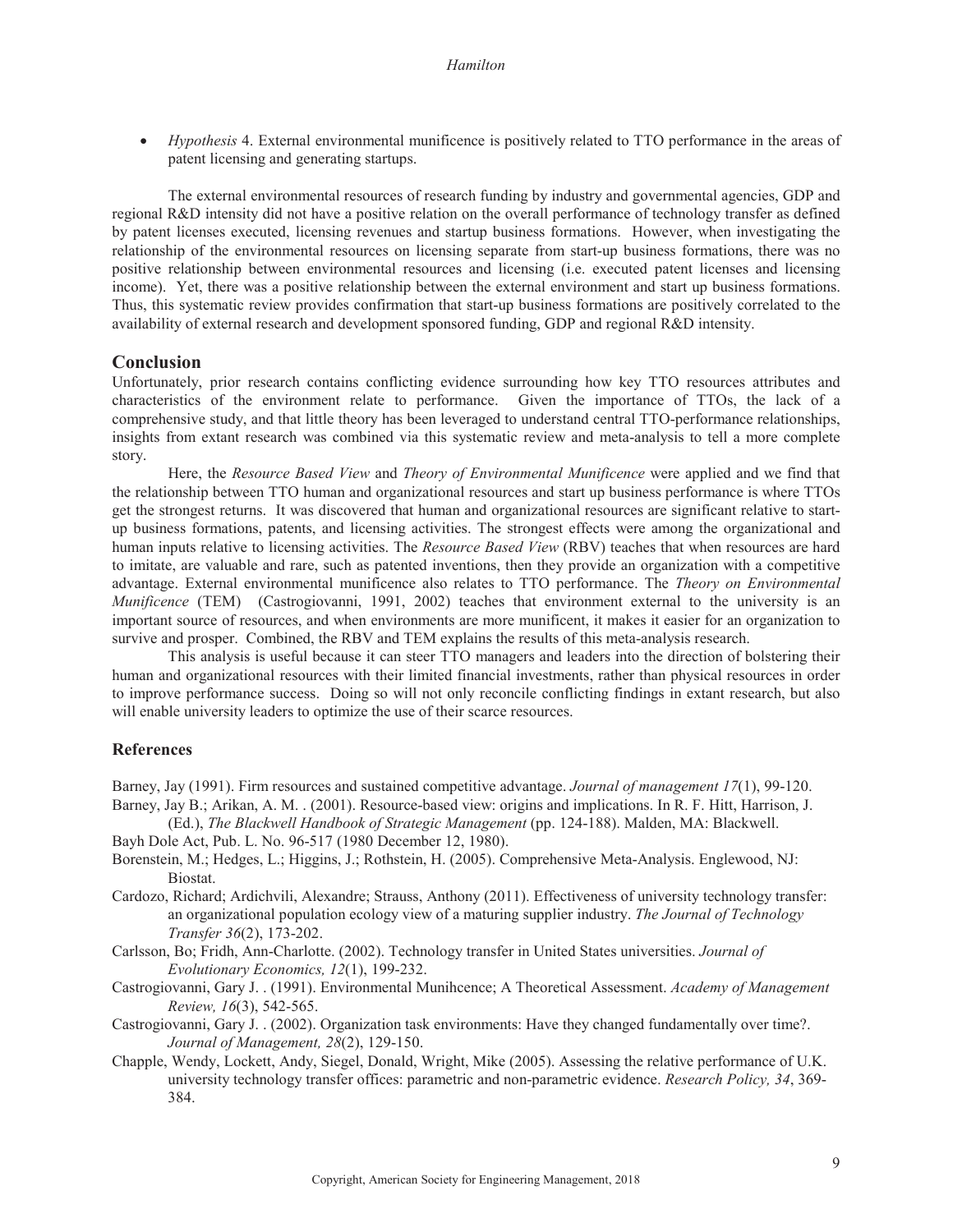- *Hypothesis* 4. External environmental munificence is positively related to TTO performance in the areas of patent licensing and generating startups.

The external environmental resources of research funding by industry and governmental agencies, GDP and regional R&D intensity did not have a positive relation on the overall performance of technology transfer as defined by patent licenses executed, licensing revenues and startup business formations. However, when investigating the relationship of the environmental resources on licensing separate from start-up business formations, there was no positive relationship between environmental resources and licensing (i.e. executed patent licenses and licensing income). Yet, there was a positive relationship between the external environment and start up business formations. Thus, this systematic review provides confirmation that start-up business formations are positively correlated to the availability of external research and development sponsored funding, GDP and regional R&D intensity.

## Conclusion

Unfortunately, prior research contains conflicting evidence surrounding how key TTO resources attributes and characteristics of the environment relate to performance. Given the importance of TTOs, the lack of a comprehensive study, and that little theory has been leveraged to understand central TTO-performance relationships, insights from extant research was combined via this systematic review and meta-analysis to tell a more complete story.

Here, the *Resource Based View* and *Theory of Environmental Munificence* were applied and we find that the relationship between TTO human and organizational resources and start up business performance is where TTOs get the strongest returns. It was discovered that human and organizational resources are significant relative to start-up business formations, patents, and licensing activities. The strongest effects were among the organizational and human inputs relative to licensing activities. The *Resource Based View* (RBV) teaches that when resources are hard to imitate, are valuable and rare, such as patented inventions, then they provide an organization with a competitive advantage. External environmental munificence also relates to TTO performance. The *Theory on Environmental Munificence* (TEM) (Castrogiovanni, 1991, 2002) teaches that environment external to the university is an important source of resources, and when environments are more munificent, it makes it easier for an organization to survive and prosper. Combined, the RBV and TEM explains the results of this meta-analysis research.

This analysis is useful because it can steer TTO managers and leaders into the direction of bolstering their human and organizational resources with their limited financial investments, rather than physical resources in order to improve performance success. Doing so will not only reconcile conflicting findings in extant research, but also will enable university leaders to optimize the use of their scarce resources.

### References

Barney, Jay (1991). Firm resources and sustained competitive advantage. *Journal of management 17*(1), 99-120.

Barney, Jay B.; Arikan, A. M. . (2001). Resource-based view: origins and implications. In R. F. Hitt, Harrison, J. (Ed.), *The Blackwell Handbook of Strategic Management* (pp. 124-188). Malden, MA: Blackwell.

Bayh Dole Act, Pub. L. No. 96-517 (1980 December 12, 1980).

Borenstein, M.; Hedges, L.; Higgins, J.; Rothstein, H. (2005). Comprehensive Meta-Analysis. Englewood, NJ: Biostat.

Cardozo, Richard; Ardichvili, Alexandre; Strauss, Anthony (2011). Effectiveness of university technology transfer: an organizational population ecology view of a maturing supplier industry. *The Journal of Technology Transfer 36*(2), 173-202.

Carlsson, Bo; Fridh, Ann-Charlotte. (2002). Technology transfer in United States universities. *Journal of Evolutionary Economics, 12*(1), 199-232.

Castrogiovanni, Gary J. . (1991). Environmental Munihcence; A Theoretical Assessment. *Academy of Management Review, 16*(3), 542-565.

Castrogiovanni, Gary J. . (2002). Organization task environments: Have they changed fundamentally over time?. *Journal of Management, 28*(2), 129-150.

Chapple, Wendy, Lockett, Andy, Siegel, Donald, Wright, Mike (2005). Assessing the relative performance of U.K. university technology transfer offices: parametric and non-parametric evidence. *Research Policy, 34*, 369-384.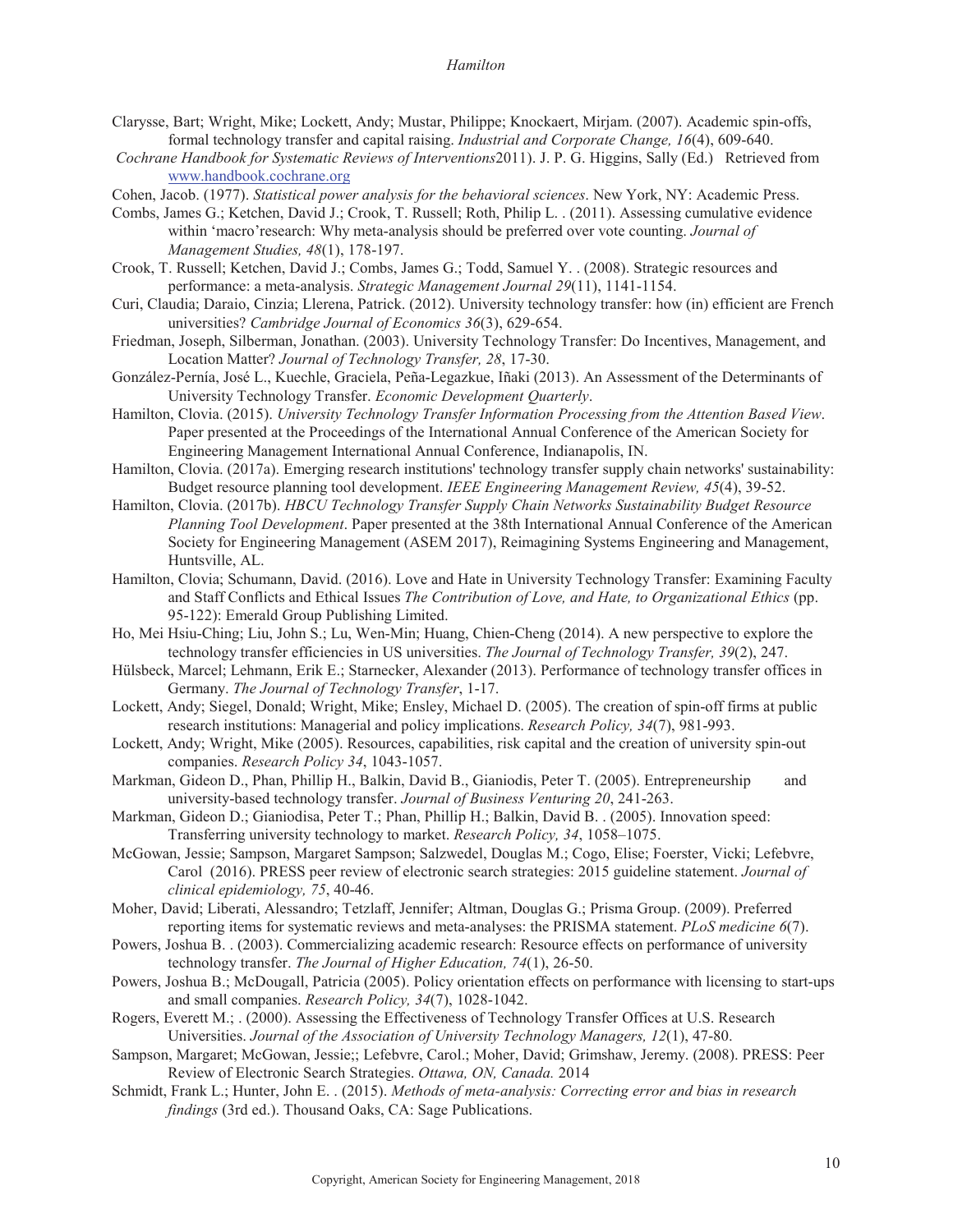Clarysse, Bart; Wright, Mike; Lockett, Andy; Mustar, Philippe; Knockaert, Mirjam. (2007). Academic spin-offs, formal technology transfer and capital raising. *Industrial and Corporate Change, 16*(4), 609-640.

*Cochrane Handbook for Systematic Reviews of Interventions*2011). J. P. G. Higgins, Sally (Ed.) Retrieved from www.handbook.cochrane.org

Cohen, Jacob. (1977). *Statistical power analysis for the behavioral sciences*. New York, NY: Academic Press.

Combs, James G.; Ketchen, David J.; Crook, T. Russell; Roth, Philip L. . (2011). Assessing cumulative evidence within 'macro'research: Why meta-analysis should be preferred over vote counting. *Journal of Management Studies, 48*(1), 178-197.

Crook, T. Russell; Ketchen, David J.; Combs, James G.; Todd, Samuel Y. . (2008). Strategic resources and performance: a meta-analysis. *Strategic Management Journal 29*(11), 1141-1154.

Curi, Claudia; Daraio, Cinzia; Llerena, Patrick. (2012). University technology transfer: how (in) efficient are French universities? *Cambridge Journal of Economics 36*(3), 629-654.

Friedman, Joseph, Silberman, Jonathan. (2003). University Technology Transfer: Do Incentives, Management, and Location Matter? *Journal of Technology Transfer, 28*, 17-30.

González-Pernía, José L., Kuechle, Graciela, Peña-Legazkue, Iñaki (2013). An Assessment of the Determinants of University Technology Transfer. *Economic Development Quarterly*.

Hamilton, Clovia. (2015). *University Technology Transfer Information Processing from the Attention Based View*. Paper presented at the Proceedings of the International Annual Conference of the American Society for Engineering Management International Annual Conference, Indianapolis, IN.

Hamilton, Clovia. (2017a). Emerging research institutions' technology transfer supply chain networks' sustainability: Budget resource planning tool development. *IEEE Engineering Management Review, 45*(4), 39-52.

Hamilton, Clovia. (2017b). *HBCU Technology Transfer Supply Chain Networks Sustainability Budget Resource Planning Tool Development*. Paper presented at the 38th International Annual Conference of the American Society for Engineering Management (ASEM 2017), Reimagining Systems Engineering and Management, Huntsville, AL.

Hamilton, Clovia; Schumann, David. (2016). Love and Hate in University Technology Transfer: Examining Faculty and Staff Conflicts and Ethical Issues *The Contribution of Love, and Hate, to Organizational Ethics* (pp. 95-122): Emerald Group Publishing Limited.

Ho, Mei Hsiu-Ching; Liu, John S.; Lu, Wen-Min; Huang, Chien-Cheng (2014). A new perspective to explore the technology transfer efficiencies in US universities. *The Journal of Technology Transfer, 39*(2), 247.

Hülsbeck, Marcel; Lehmann, Erik E.; Starnecker, Alexander (2013). Performance of technology transfer offices in Germany. *The Journal of Technology Transfer*, 1-17.

Lockett, Andy; Siegel, Donald; Wright, Mike; Ensley, Michael D. (2005). The creation of spin-off firms at public research institutions: Managerial and policy implications. *Research Policy, 34*(7), 981-993.

Lockett, Andy; Wright, Mike (2005). Resources, capabilities, risk capital and the creation of university spin-out companies. *Research Policy 34*, 1043-1057.

Markman, Gideon D., Phan, Phillip H., Balkin, David B., Gianiodis, Peter T. (2005). Entrepreneurship and university-based technology transfer. *Journal of Business Venturing 20*, 241-263.

Markman, Gideon D.; Gianiodisa, Peter T.; Phan, Phillip H.; Balkin, David B. . (2005). Innovation speed: Transferring university technology to market. *Research Policy, 34*, 1058–1075.

McGowan, Jessie; Sampson, Margaret Sampson; Salzwedel, Douglas M.; Cogo, Elise; Foerster, Vicki; Lefebvre, Carol (2016). PRESS peer review of electronic search strategies: 2015 guideline statement. *Journal of clinical epidemiology, 75*, 40-46.

Moher, David; Liberati, Alessandro; Tetzlaff, Jennifer; Altman, Douglas G.; Prisma Group. (2009). Preferred reporting items for systematic reviews and meta-analyses: the PRISMA statement. *PLoS medicine 6*(7).

Powers, Joshua B. . (2003). Commercializing academic research: Resource effects on performance of university technology transfer. *The Journal of Higher Education, 74*(1), 26-50.

Powers, Joshua B.; McDougall, Patricia (2005). Policy orientation effects on performance with licensing to start-ups and small companies. *Research Policy, 34*(7), 1028-1042.

Rogers, Everett M.; . (2000). Assessing the Effectiveness of Technology Transfer Offices at U.S. Research Universities. *Journal of the Association of University Technology Managers, 12*(1), 47-80.

Sampson, Margaret; McGowan, Jessie;; Lefebvre, Carol.; Moher, David; Grimshaw, Jeremy. (2008). PRESS: Peer Review of Electronic Search Strategies. *Ottawa, ON, Canada.* 2014

Schmidt, Frank L.; Hunter, John E. . (2015). *Methods of meta-analysis: Correcting error and bias in research findings* (3rd ed.). Thousand Oaks, CA: Sage Publications.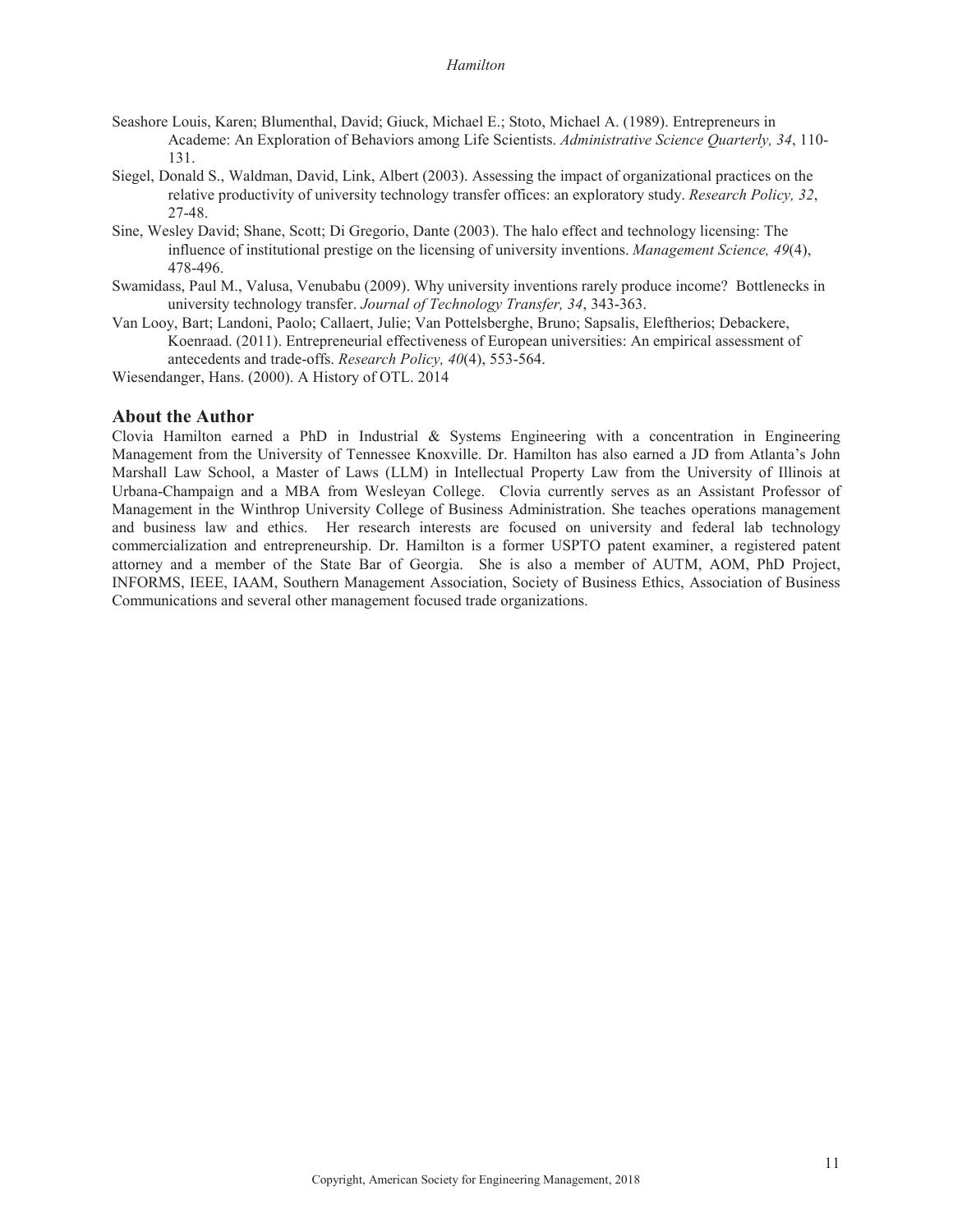Seashore Louis, Karen; Blumenthal, David; Giuck, Michael E.; Stoto, Michael A. (1989). Entrepreneurs in Academe: An Exploration of Behaviors among Life Scientists. *Administrative Science Quarterly, 34*, 110-131.

Siegel, Donald S., Waldman, David, Link, Albert (2003). Assessing the impact of organizational practices on the relative productivity of university technology transfer offices: an exploratory study. *Research Policy, 32*, 27-48.

Sine, Wesley David; Shane, Scott; Di Gregorio, Dante (2003). The halo effect and technology licensing: The influence of institutional prestige on the licensing of university inventions. *Management Science, 49*(4), 478-496.

Swamidass, Paul M., Valusa, Venubabu (2009). Why university inventions rarely produce income? Bottlenecks in university technology transfer. *Journal of Technology Transfer, 34*, 343-363.

Van Looy, Bart; Landoni, Paolo; Callaert, Julie; Van Pottelsberghe, Bruno; Sapsalis, Eleftherios; Debackere, Koenraad. (2011). Entrepreneurial effectiveness of European universities: An empirical assessment of antecedents and trade-offs. *Research Policy, 40*(4), 553-564.

Wiesendanger, Hans. (2000). A History of OTL. 2014

## About the Author

Clovia Hamilton earned a PhD in Industrial & Systems Engineering with a concentration in Engineering Management from the University of Tennessee Knoxville. Dr. Hamilton has also earned a JD from Atlanta's John Marshall Law School, a Master of Laws (LLM) in Intellectual Property Law from the University of Illinois at Urbana-Champaign and a MBA from Wesleyan College. Clovia currently serves as an Assistant Professor of Management in the Winthrop University College of Business Administration. She teaches operations management and business law and ethics. Her research interests are focused on university and federal lab technology commercialization and entrepreneurship. Dr. Hamilton is a former USPTO patent examiner, a registered patent attorney and a member of the State Bar of Georgia. She is also a member of AUTM, AOM, PhD Project, INFORMS, IEEE, IAAM, Southern Management Association, Society of Business Ethics, Association of Business Communications and several other management focused trade organizations.